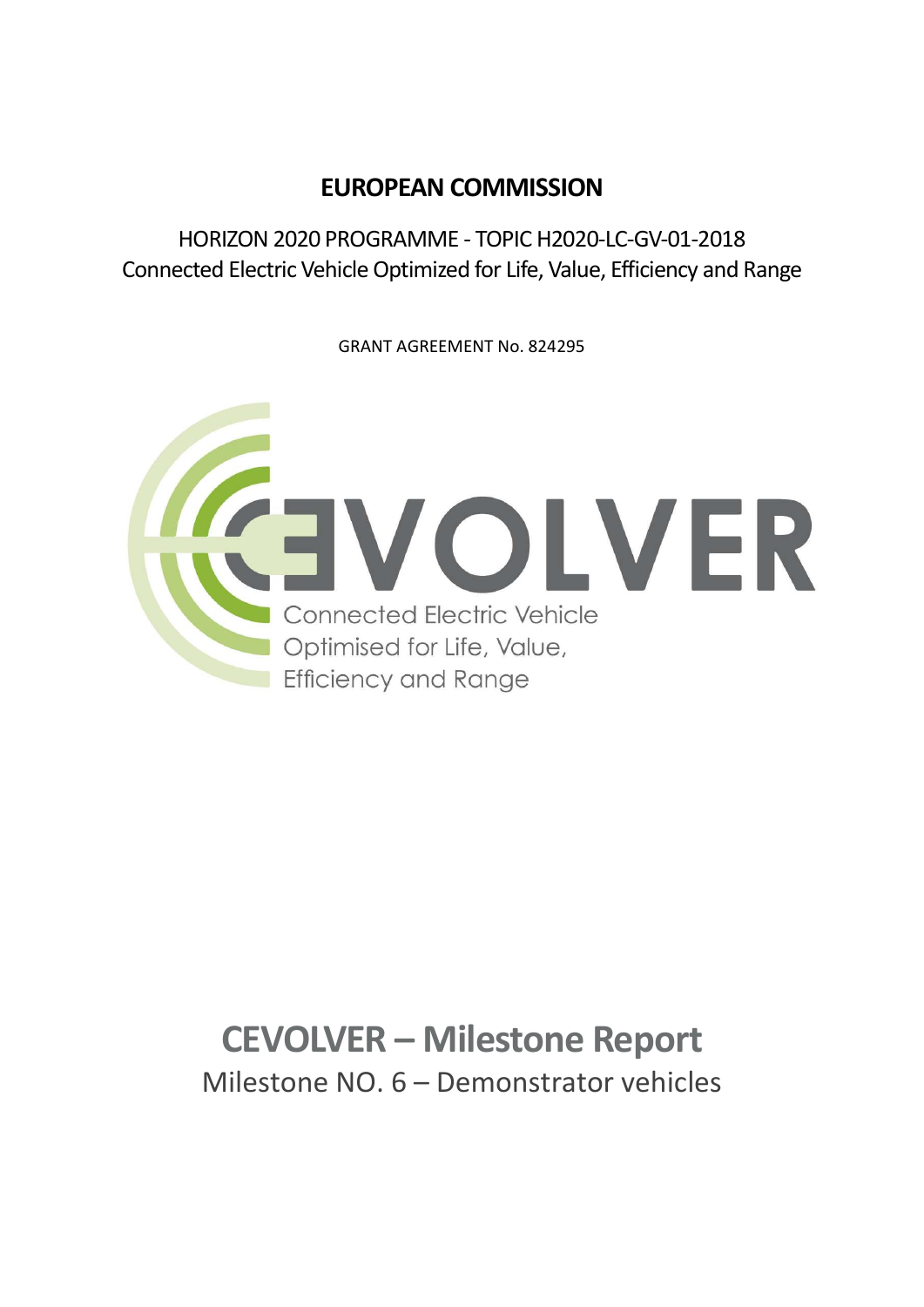**EUROPEAN COMMISSION**

HORIZON 2020 PROGRAMME - TOPIC H2020-LC-GV-01-2018
Connected Electric Vehicle Optimized for Life, Value, Efficiency and Range

GRANT AGREEMENT No. 824295

CEVOLVER

Connected Electric Vehicle
Optimised for Life, Value,
Efficiency and Range

# CEVOLVER – Milestone Report

## Milestone NO. 6 – Demonstrator vehicles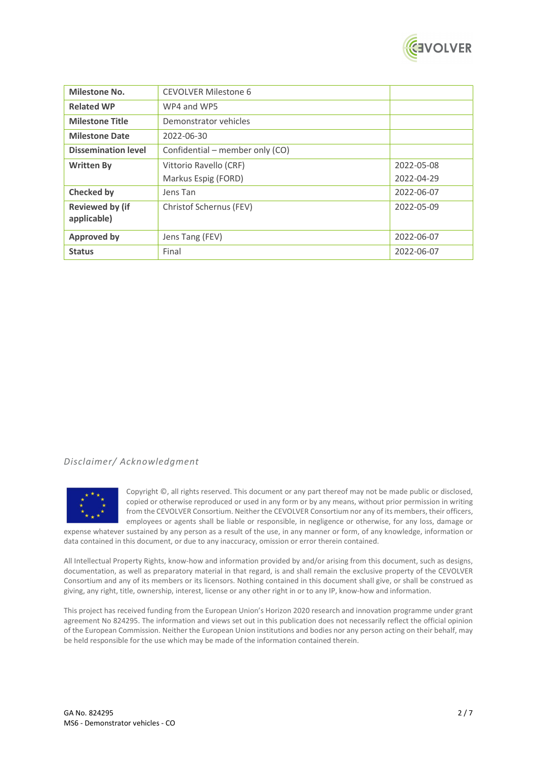| Milestone No. | CEVOLVER Milestone 6 | |
|---|---|---|
| Related WP | WP4 and WP5 | |
| Milestone Title | Demonstrator vehicles | |
| Milestone Date | 2022-06-30 | |
| Dissemination level | Confidential – member only (CO) | |
| Written By | Vittorio Ravello (CRF)<br>Markus Espig (FORD) | 2022-05-08<br>2022-04-29 |
| Checked by | Jens Tan | 2022-06-07 |
| Reviewed by (if applicable) | Christof Schernus (FEV) | 2022-05-09 |
| Approved by | Jens Tang (FEV) | 2022-06-07 |
| Status | Final | 2022-06-07 |

*Disclaimer/ Acknowledgment*

Copyright ©, all rights reserved. This document or any part thereof may not be made public or disclosed, copied or otherwise reproduced or used in any form or by any means, without prior permission in writing from the CEVOLVER Consortium. Neither the CEVOLVER Consortium nor any of its members, their officers, employees or agents shall be liable or responsible, in negligence or otherwise, for any loss, damage or expense whatever sustained by any person as a result of the use, in any manner or form, of any knowledge, information or data contained in this document, or due to any inaccuracy, omission or error therein contained.

All Intellectual Property Rights, know-how and information provided by and/or arising from this document, such as designs, documentation, as well as preparatory material in that regard, is and shall remain the exclusive property of the CEVOLVER Consortium and any of its members or its licensors. Nothing contained in this document shall give, or shall be construed as giving, any right, title, ownership, interest, license or any other right in or to any IP, know-how and information.

This project has received funding from the European Union's Horizon 2020 research and innovation programme under grant agreement No 824295. The information and views set out in this publication does not necessarily reflect the official opinion of the European Commission. Neither the European Union institutions and bodies nor any person acting on their behalf, may be held responsible for the use which may be made of the information contained therein.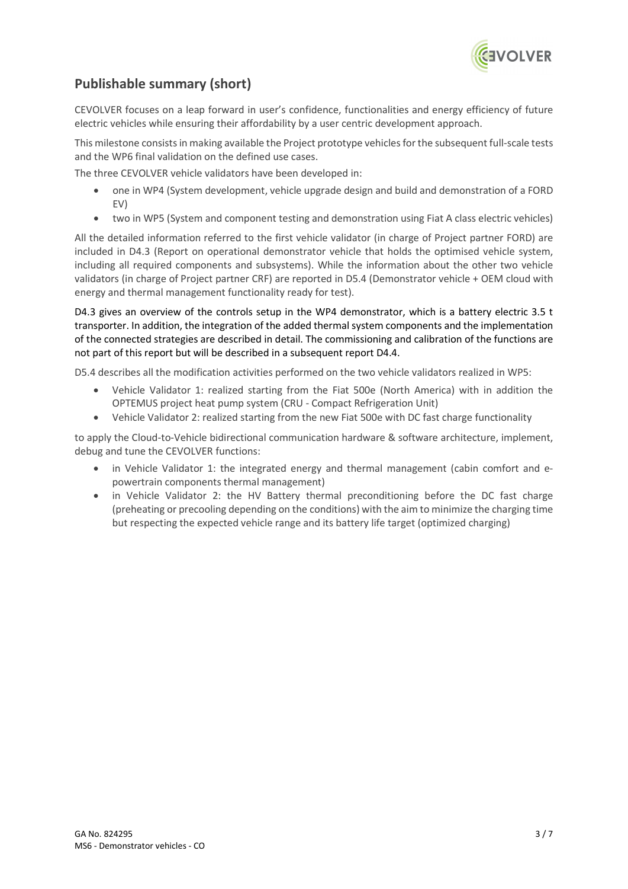## Publishable summary (short)

CEVOLVER focuses on a leap forward in user's confidence, functionalities and energy efficiency of future electric vehicles while ensuring their affordability by a user centric development approach.

This milestone consists in making available the Project prototype vehicles for the subsequent full-scale tests and the WP6 final validation on the defined use cases.

The three CEVOLVER vehicle validators have been developed in:

- one in WP4 (System development, vehicle upgrade design and build and demonstration of a FORD EV)
- two in WP5 (System and component testing and demonstration using Fiat A class electric vehicles)

All the detailed information referred to the first vehicle validator (in charge of Project partner FORD) are included in D4.3 (Report on operational demonstrator vehicle that holds the optimised vehicle system, including all required components and subsystems). While the information about the other two vehicle validators (in charge of Project partner CRF) are reported in D5.4 (Demonstrator vehicle + OEM cloud with energy and thermal management functionality ready for test).

D4.3 gives an overview of the controls setup in the WP4 demonstrator, which is a battery electric 3.5 t transporter. In addition, the integration of the added thermal system components and the implementation of the connected strategies are described in detail. The commissioning and calibration of the functions are not part of this report but will be described in a subsequent report D4.4.

D5.4 describes all the modification activities performed on the two vehicle validators realized in WP5:

- Vehicle Validator 1: realized starting from the Fiat 500e (North America) with in addition the OPTEMUS project heat pump system (CRU - Compact Refrigeration Unit)
- Vehicle Validator 2: realized starting from the new Fiat 500e with DC fast charge functionality

to apply the Cloud-to-Vehicle bidirectional communication hardware & software architecture, implement, debug and tune the CEVOLVER functions:

- in Vehicle Validator 1: the integrated energy and thermal management (cabin comfort and e-powertrain components thermal management)
- in Vehicle Validator 2: the HV Battery thermal preconditioning before the DC fast charge (preheating or precooling depending on the conditions) with the aim to minimize the charging time but respecting the expected vehicle range and its battery life target (optimized charging)